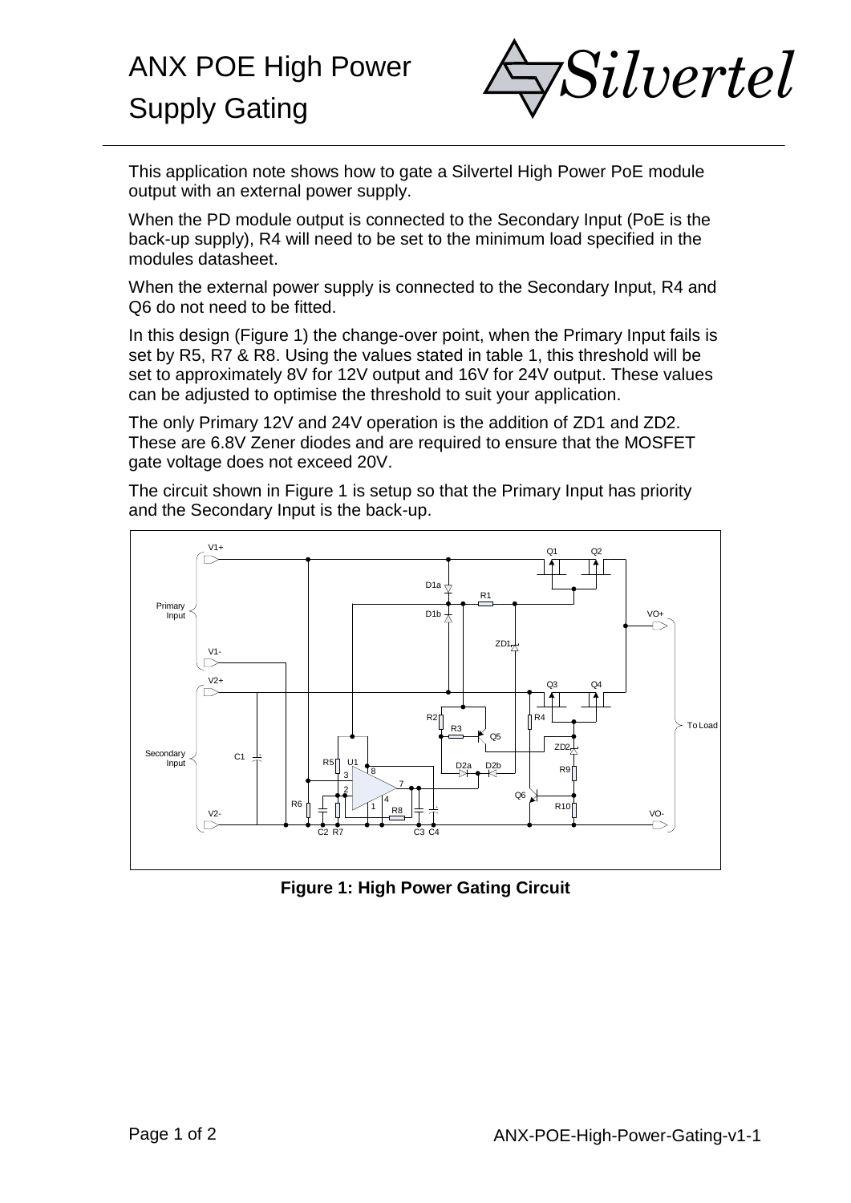# ANX POE High Power Supply Gating

This application note shows how to gate a Silvertel High Power PoE module output with an external power supply.

When the PD module output is connected to the Secondary Input (PoE is the back-up supply), R4 will need to be set to the minimum load specified in the modules datasheet.

When the external power supply is connected to the Secondary Input, R4 and Q6 do not need to be fitted.

In this design (Figure 1) the change-over point, when the Primary Input fails is set by R5, R7 & R8. Using the values stated in table 1, this threshold will be set to approximately 8V for 12V output and 16V for 24V output. These values can be adjusted to optimise the threshold to suit your application.

The only Primary 12V and 24V operation is the addition of ZD1 and ZD2. These are 6.8V Zener diodes and are required to ensure that the MOSFET gate voltage does not exceed 20V.

The circuit shown in Figure 1 is setup so that the Primary Input has priority and the Secondary Input is the back-up.

**Figure 1: High Power Gating Circuit**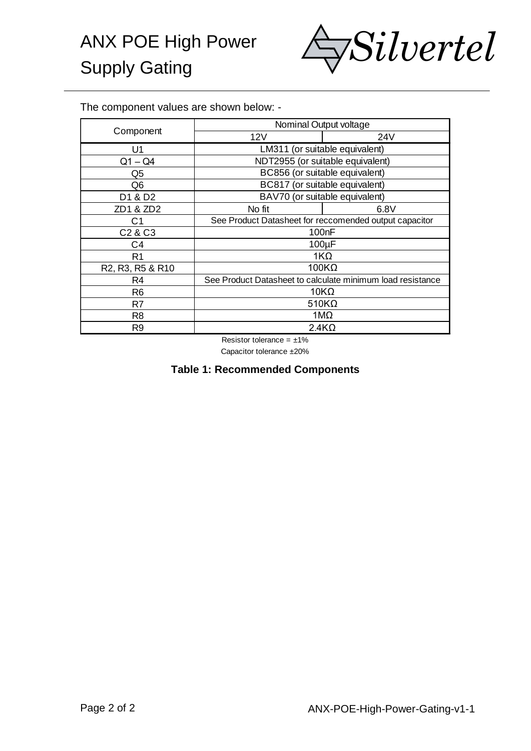The component values are shown below: -

| Component | Nominal Output voltage | |
|---|---|---|
| | 12V | 24V |
| U1 | LM311 (or suitable equivalent) | |
| Q1 – Q4 | NDT2955 (or suitable equivalent) | |
| Q5 | BC856 (or suitable equivalent) | |
| Q6 | BC817 (or suitable equivalent) | |
| D1 & D2 | BAV70 (or suitable equivalent) | |
| ZD1 & ZD2 | No fit | 6.8V |
| C1 | See Product Datasheet for reccomended output capacitor | |
| C2 & C3 | 100nF | |
| C4 | 100µF | |
| R1 | 1KΩ | |
| R2, R3, R5 & R10 | 100KΩ | |
| R4 | See Product Datasheet to calculate minimum load resistance | |
| R6 | 10KΩ | |
| R7 | 510KΩ | |
| R8 | 1MΩ | |
| R9 | 2.4KΩ | |

Resistor tolerance = ±1%

Capacitor tolerance ±20%

**Table 1: Recommended Components**